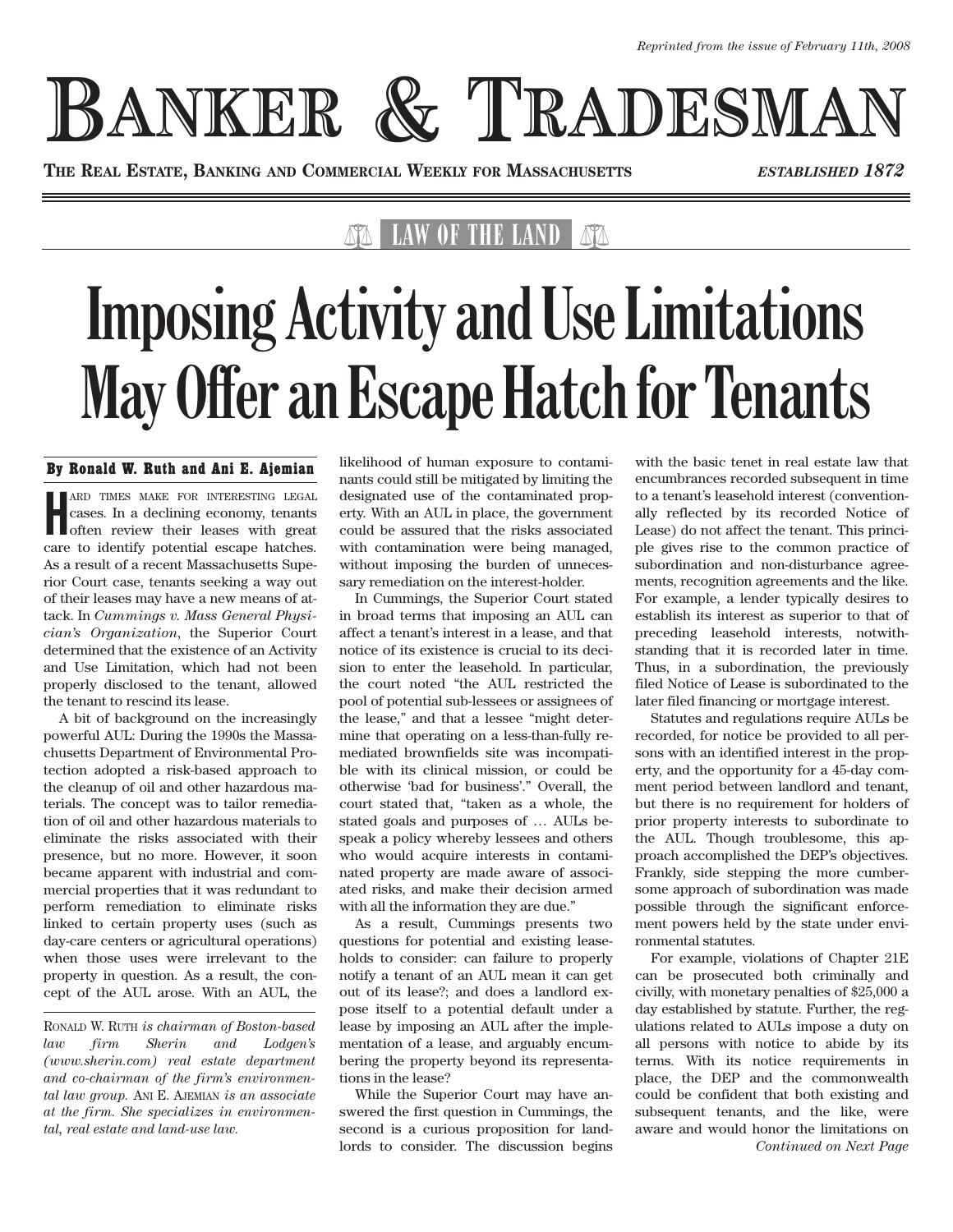*Reprinted from the issue of February 11th, 2008*

# Banker & Tradesman

**The Real Estate, Banking and Commercial Weekly for Massachusetts** *ESTABLISHED 1872*

LAW OF THE LAND

# Imposing Activity and Use Limitations May Offer an Escape Hatch for Tenants

**By Ronald W. Ruth and Ani E. Ajemian**

Hard times make for interesting legal cases. In a declining economy, tenants often review their leases with great care to identify potential escape hatches. As a result of a recent Massachusetts Superior Court case, tenants seeking a way out of their leases may have a new means of attack. In *Cummings v. Mass General Physician's Organization*, the Superior Court determined that the existence of an Activity and Use Limitation, which had not been properly disclosed to the tenant, allowed the tenant to rescind its lease.

A bit of background on the increasingly powerful AUL: During the 1990s the Massachusetts Department of Environmental Protection adopted a risk-based approach to the cleanup of oil and other hazardous materials. The concept was to tailor remediation of oil and other hazardous materials to eliminate the risks associated with their presence, but no more. However, it soon became apparent with industrial and commercial properties that it was redundant to perform remediation to eliminate risks linked to certain property uses (such as day-care centers or agricultural operations) when those uses were irrelevant to the property in question. As a result, the concept of the AUL arose. With an AUL, the likelihood of human exposure to contaminants could still be mitigated by limiting the designated use of the contaminated property. With an AUL in place, the government could be assured that the risks associated with contamination were being managed, without imposing the burden of unnecessary remediation on the interest-holder.

In Cummings, the Superior Court stated in broad terms that imposing an AUL can affect a tenant's interest in a lease, and that notice of its existence is crucial to its decision to enter the leasehold. In particular, the court noted "the AUL restricted the pool of potential sub-lessees or assignees of the lease," and that a lessee "might determine that operating on a less-than-fully remediated brownfields site was incompatible with its clinical mission, or could be otherwise 'bad for business'." Overall, the court stated that, "taken as a whole, the stated goals and purposes of … AULs bespeak a policy whereby lessees and others who would acquire interests in contaminated property are made aware of associated risks, and make their decision armed with all the information they are due."

As a result, Cummings presents two questions for potential and existing leaseholds to consider: can failure to properly notify a tenant of an AUL mean it can get out of its lease?; and does a landlord expose itself to a potential default under a lease by imposing an AUL after the implementation of a lease, and arguably encumbering the property beyond its representations in the lease?

While the Superior Court may have answered the first question in Cummings, the second is a curious proposition for landlords to consider. The discussion begins with the basic tenet in real estate law that encumbrances recorded subsequent in time to a tenant's leasehold interest (conventionally reflected by its recorded Notice of Lease) do not affect the tenant. This principle gives rise to the common practice of subordination and non-disturbance agreements, recognition agreements and the like. For example, a lender typically desires to establish its interest as superior to that of preceding leasehold interests, notwithstanding that it is recorded later in time. Thus, in a subordination, the previously filed Notice of Lease is subordinated to the later filed financing or mortgage interest.

Statutes and regulations require AULs be recorded, for notice be provided to all persons with an identified interest in the property, and the opportunity for a 45-day comment period between landlord and tenant, but there is no requirement for holders of prior property interests to subordinate to the AUL. Though troublesome, this approach accomplished the DEP's objectives. Frankly, side stepping the more cumbersome approach of subordination was made possible through the significant enforcement powers held by the state under environmental statutes.

For example, violations of Chapter 21E can be prosecuted both criminally and civilly, with monetary penalties of $25,000 a day established by statute. Further, the regulations related to AULs impose a duty on all persons with notice to abide by its terms. With its notice requirements in place, the DEP and the commonwealth could be confident that both existing and subsequent tenants, and the like, were aware and would honor the limitations on

*Continued on Next Page*

---

Ronald W. Ruth *is chairman of Boston-based law firm Sherin and Lodgen's (www.sherin.com) real estate department and co-chairman of the firm's environmental law group.* Ani E. Ajemian *is an associate at the firm. She specializes in environmental, real estate and land-use law.*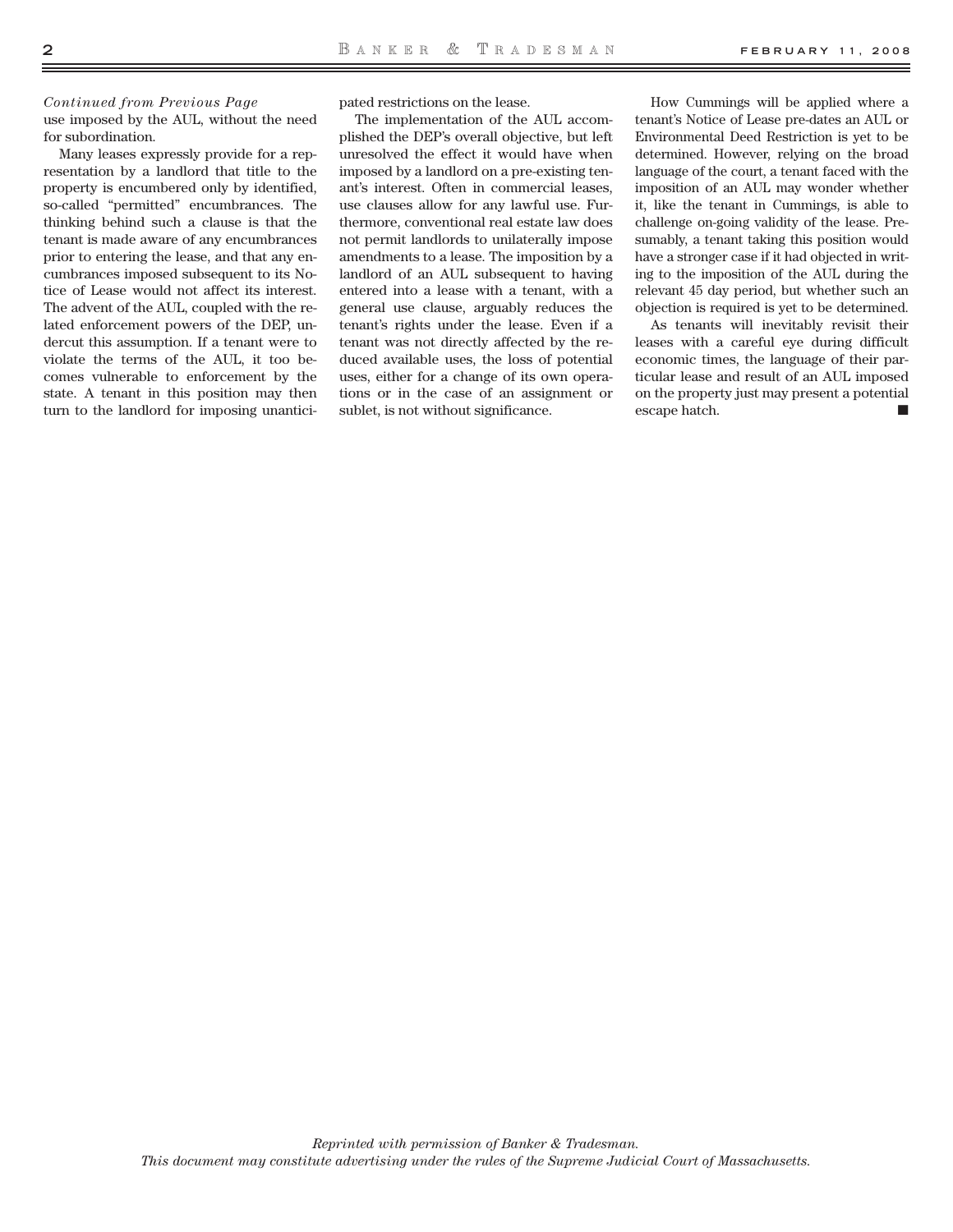*Continued from Previous Page*

use imposed by the AUL, without the need for subordination.

Many leases expressly provide for a representation by a landlord that title to the property is encumbered only by identified, so-called "permitted" encumbrances. The thinking behind such a clause is that the tenant is made aware of any encumbrances prior to entering the lease, and that any encumbrances imposed subsequent to its Notice of Lease would not affect its interest. The advent of the AUL, coupled with the related enforcement powers of the DEP, undercut this assumption. If a tenant were to violate the terms of the AUL, it too becomes vulnerable to enforcement by the state. A tenant in this position may then turn to the landlord for imposing unanticipated restrictions on the lease.

The implementation of the AUL accomplished the DEP's overall objective, but left unresolved the effect it would have when imposed by a landlord on a pre-existing tenant's interest. Often in commercial leases, use clauses allow for any lawful use. Furthermore, conventional real estate law does not permit landlords to unilaterally impose amendments to a lease. The imposition by a landlord of an AUL subsequent to having entered into a lease with a tenant, with a general use clause, arguably reduces the tenant's rights under the lease. Even if a tenant was not directly affected by the reduced available uses, the loss of potential uses, either for a change of its own operations or in the case of an assignment or sublet, is not without significance.

How Cummings will be applied where a tenant's Notice of Lease pre-dates an AUL or Environmental Deed Restriction is yet to be determined. However, relying on the broad language of the court, a tenant faced with the imposition of an AUL may wonder whether it, like the tenant in Cummings, is able to challenge on-going validity of the lease. Presumably, a tenant taking this position would have a stronger case if it had objected in writing to the imposition of the AUL during the relevant 45 day period, but whether such an objection is required is yet to be determined.

As tenants will inevitably revisit their leases with a careful eye during difficult economic times, the language of their particular lease and result of an AUL imposed on the property just may present a potential escape hatch. ■

*Reprinted with permission of Banker & Tradesman.*
*This document may constitute advertising under the rules of the Supreme Judicial Court of Massachusetts.*